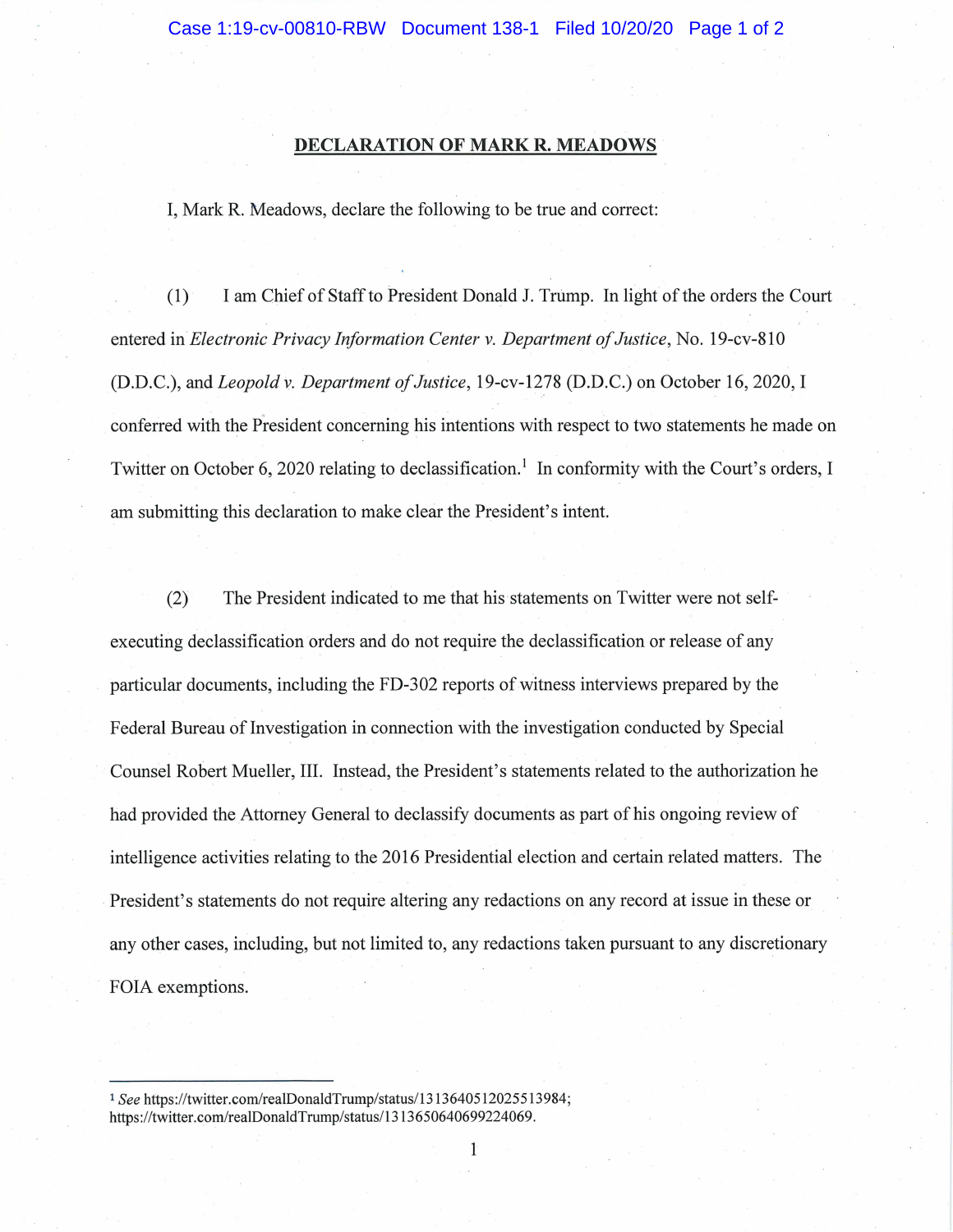# DECLARATION OF MARK R. MEADOWS

I, Mark R. Meadows, declare the following to be true and correct:

(1) I am Chief of Staff to President Donald J. Trump. In light of the orders the Court entered in *Electronic Privacy Information Center v. Department of Justice*, No. 19-cv-810 (D.D.C.), and *Leopold v. Department of Justice*, 19-cv-1278 (D.D.C.) on October 16, 2020, I conferred with the President concerning his intentions with respect to two statements he made on Twitter on October 6, 2020 relating to declassification.[1] In conformity with the Court's orders, I am submitting this declaration to make clear the President's intent.

(2) The President indicated to me that his statements on Twitter were not self-executing declassification orders and do not require the declassification or release of any particular documents, including the FD-302 reports of witness interviews prepared by the Federal Bureau of Investigation in connection with the investigation conducted by Special Counsel Robert Mueller, III. Instead, the President's statements related to the authorization he had provided the Attorney General to declassify documents as part of his ongoing review of intelligence activities relating to the 2016 Presidential election and certain related matters. The President's statements do not require altering any redactions on any record at issue in these or any other cases, including, but not limited to, any redactions taken pursuant to any discretionary FOIA exemptions.

---

[1] *See* https://twitter.com/realDonaldTrump/status/1313640512025513984; https://twitter.com/realDonaldTrump/status/1313650640699224069.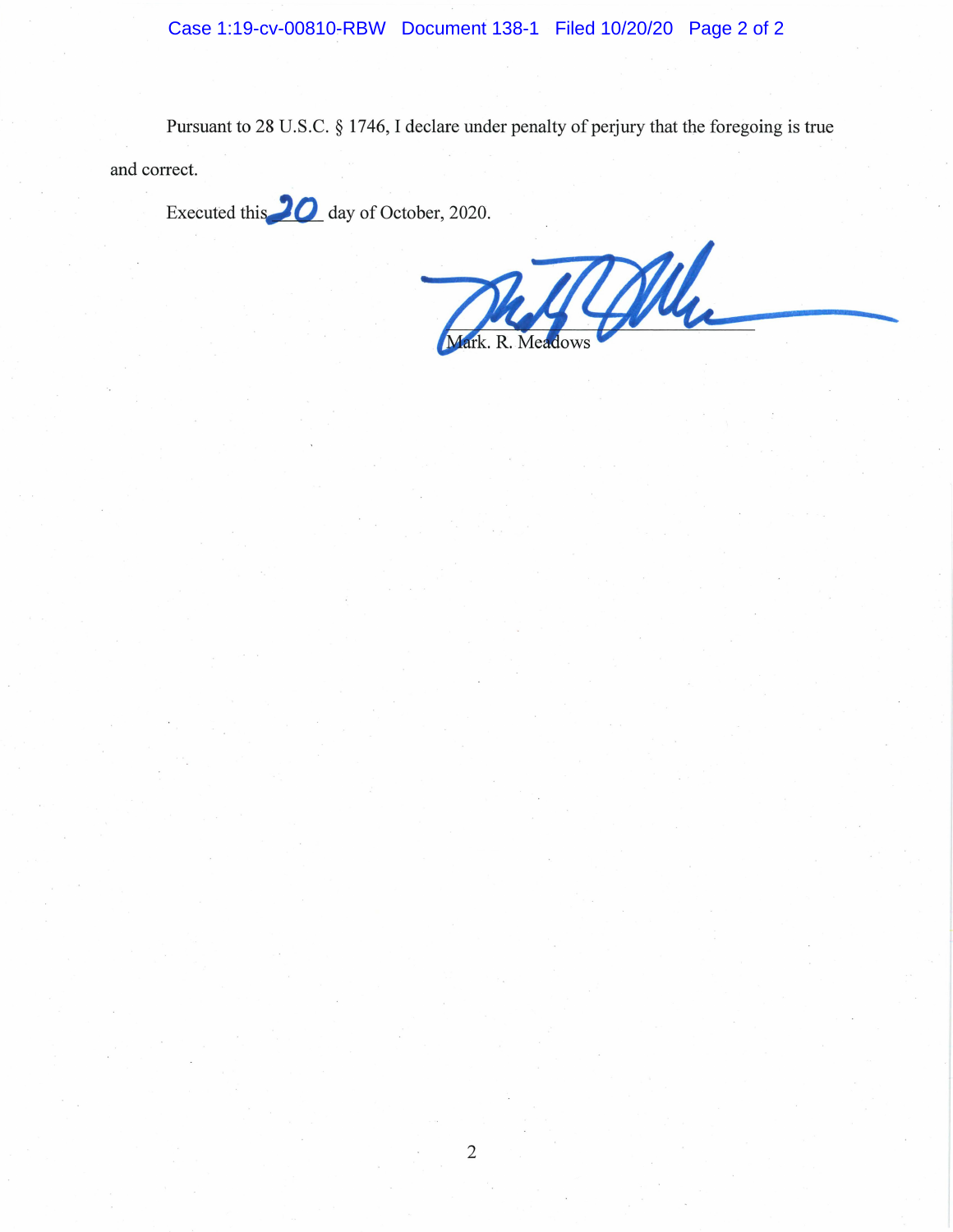Pursuant to 28 U.S.C. § 1746, I declare under penalty of perjury that the foregoing is true and correct.

Executed this 20 day of October, 2020.

Mark. R. Meadows